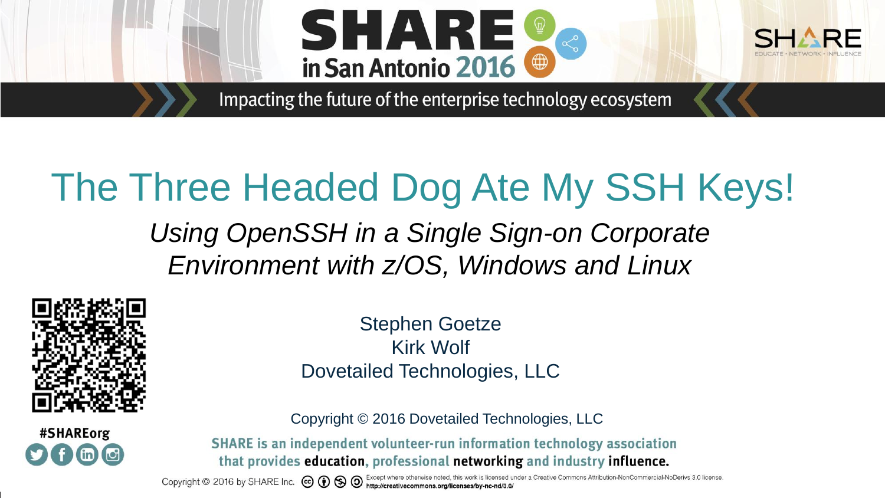SHARE in San Antonio 2016

Impacting the future of the enterprise technology ecosystem

# The Three Headed Dog Ate My SSH Keys!

*Using OpenSSH in a Single Sign-on Corporate Environment with z/OS, Windows and Linux*

Stephen Goetze
Kirk Wolf
Dovetailed Technologies, LLC

Copyright © 2016 Dovetailed Technologies, LLC

#SHAREorg

SHARE is an independent volunteer-run information technology association that provides **education**, professional **networking** and industry **influence**.

Copyright © 2016 by SHARE Inc. Except where otherwise noted, this work is licensed under a Creative Commons Attribution-NonCommercial-NoDerivs 3.0 license. http://creativecommons.org/licenses/by-nc-nd/3.0/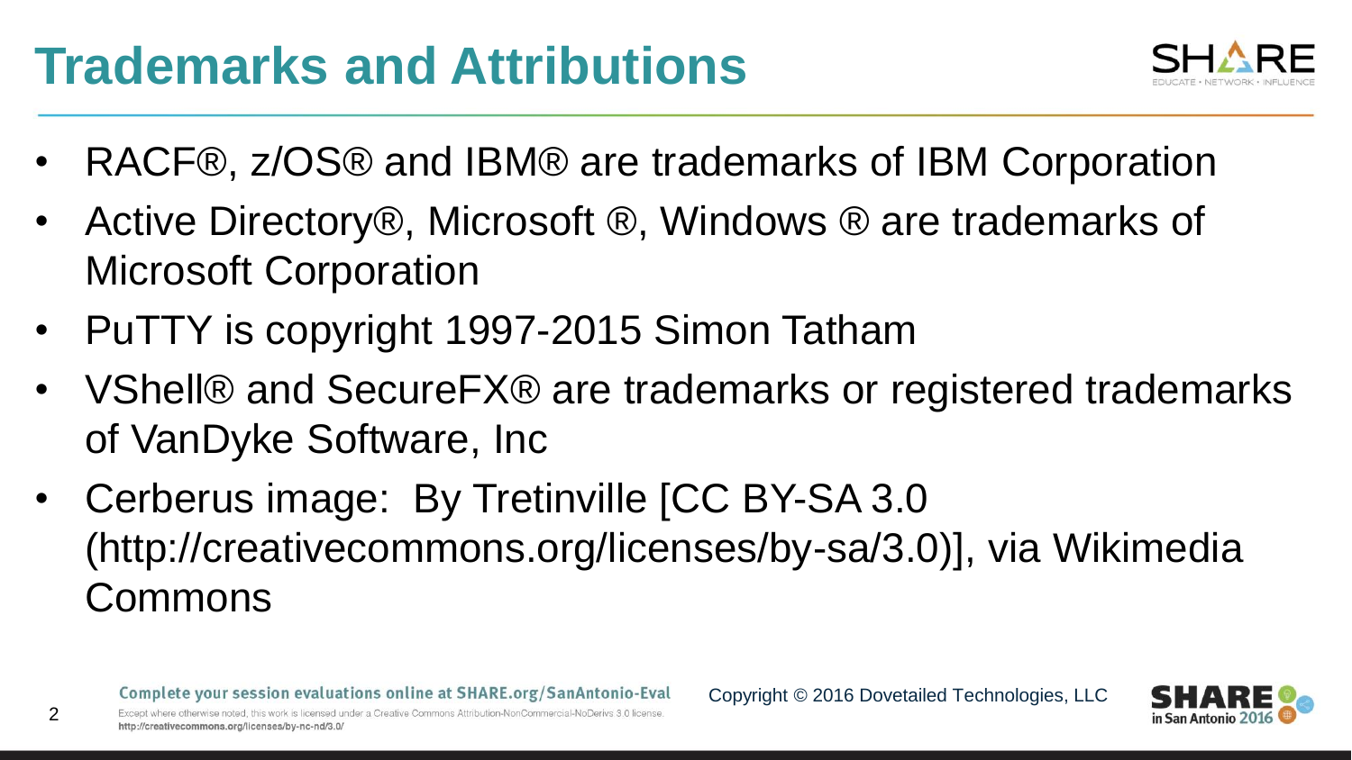# Trademarks and Attributions

- RACF®, z/OS® and IBM® are trademarks of IBM Corporation
- Active Directory®, Microsoft ®, Windows ® are trademarks of Microsoft Corporation
- PuTTY is copyright 1997-2015 Simon Tatham
- VShell® and SecureFX® are trademarks or registered trademarks of VanDyke Software, Inc
- Cerberus image: By Tretinville [CC BY-SA 3.0 (http://creativecommons.org/licenses/by-sa/3.0)], via Wikimedia Commons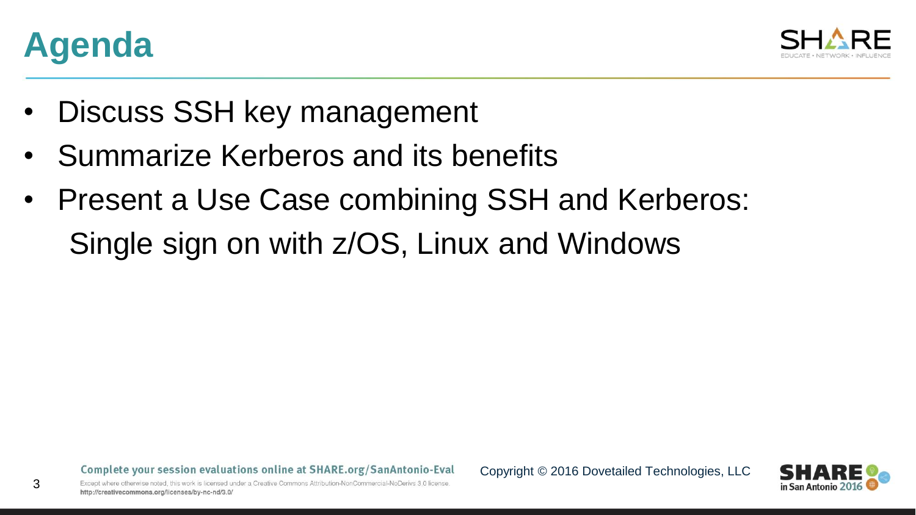# Agenda

- Discuss SSH key management
- Summarize Kerberos and its benefits
- Present a Use Case combining SSH and Kerberos:
  Single sign on with z/OS, Linux and Windows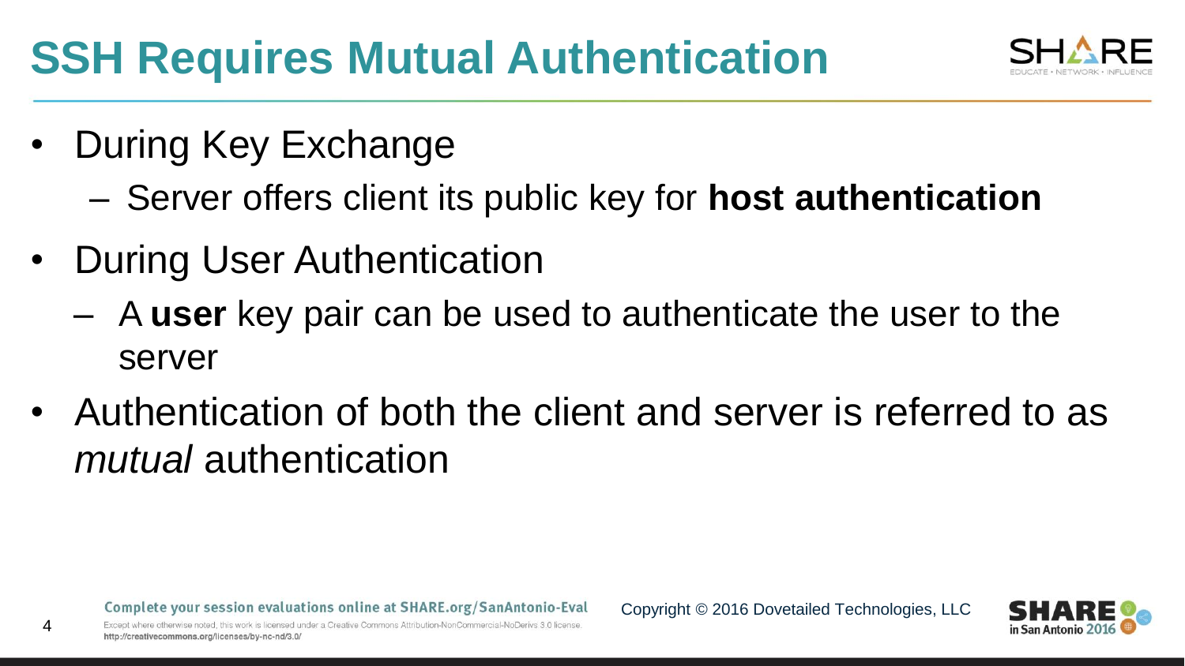# SSH Requires Mutual Authentication

- During Key Exchange
  - Server offers client its public key for **host authentication**
- During User Authentication
  - A **user** key pair can be used to authenticate the user to the server
- Authentication of both the client and server is referred to as *mutual* authentication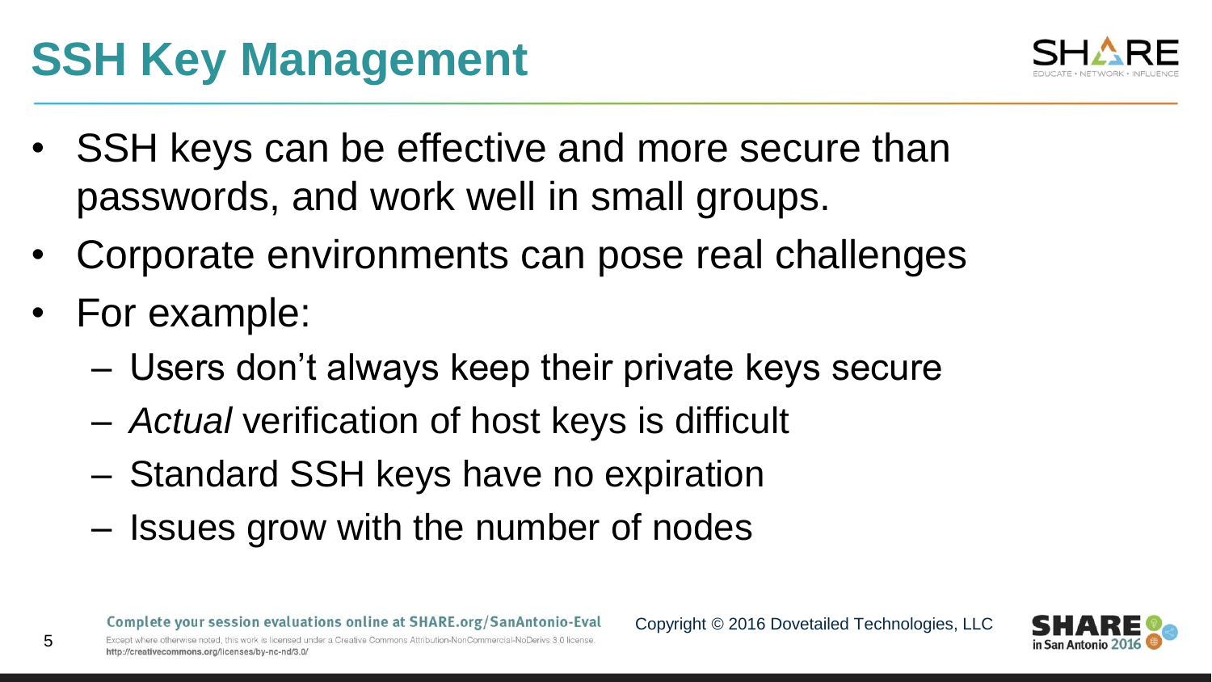# SSH Key Management

- SSH keys can be effective and more secure than passwords, and work well in small groups.
- Corporate environments can pose real challenges
- For example:
  - Users don't always keep their private keys secure
  - *Actual* verification of host keys is difficult
  - Standard SSH keys have no expiration
  - Issues grow with the number of nodes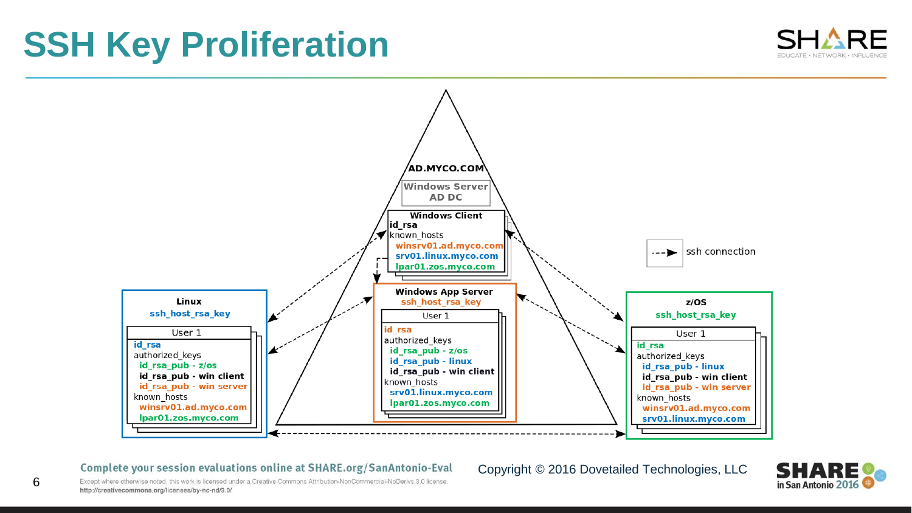# SSH Key Proliferation

AD.MYCO.COM

Windows Server
AD DC

**Windows Client**
- id_rsa
- known_hosts
  - winsrv01.ad.myco.com
  - srv01.linux.myco.com
  - lpar01.zos.myco.com

**Windows App Server**
ssh_host_rsa_key

User 1
- id_rsa
- authorized_keys
  - id_rsa_pub - z/os
  - id_rsa_pub - linux
  - id_rsa_pub - win client
- known_hosts
  - srv01.linux.myco.com
  - lpar01.zos.myco.com

**Linux**
ssh_host_rsa_key

User 1
- id_rsa
- authorized_keys
  - id_rsa_pub - z/os
  - id_rsa_pub - win client
  - id_rsa_pub - win server
- known_hosts
  - winsrv01.ad.myco.com
  - lpar01.zos.myco.com

**z/OS**
ssh_host_rsa_key

User 1
- id_rsa
- authorized_keys
  - id_rsa_pub - linux
  - id_rsa_pub - win client
  - id_rsa_pub - win server
- known_hosts
  - winsrv01.ad.myco.com
  - srv01.linux.myco.com

- - -▶ ssh connection

Complete your session evaluations online at SHARE.org/SanAntonio-Eval

Copyright © 2016 Dovetailed Technologies, LLC

Except where otherwise noted, this work is licensed under a Creative Commons Attribution-NonCommercial-NoDerivs 3.0 license. http://creativecommons.org/licenses/by-nc-nd/3.0/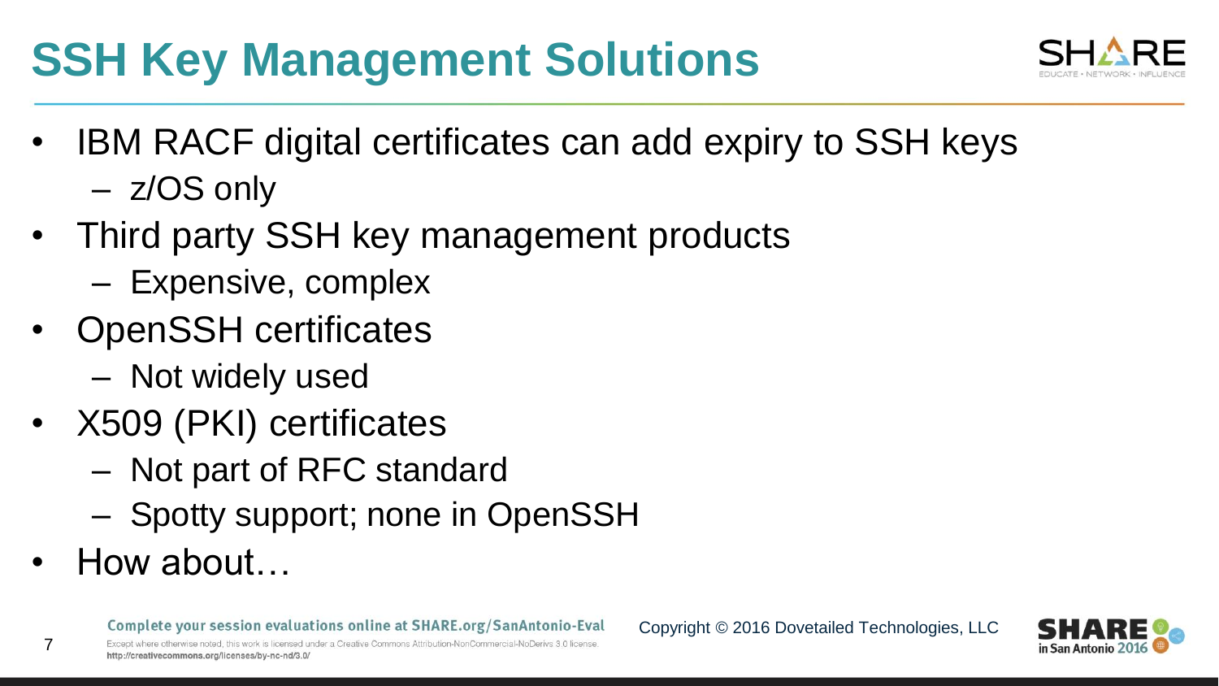# SSH Key Management Solutions

- IBM RACF digital certificates can add expiry to SSH keys
  - z/OS only
- Third party SSH key management products
  - Expensive, complex
- OpenSSH certificates
  - Not widely used
- X509 (PKI) certificates
  - Not part of RFC standard
  - Spotty support; none in OpenSSH
- How about…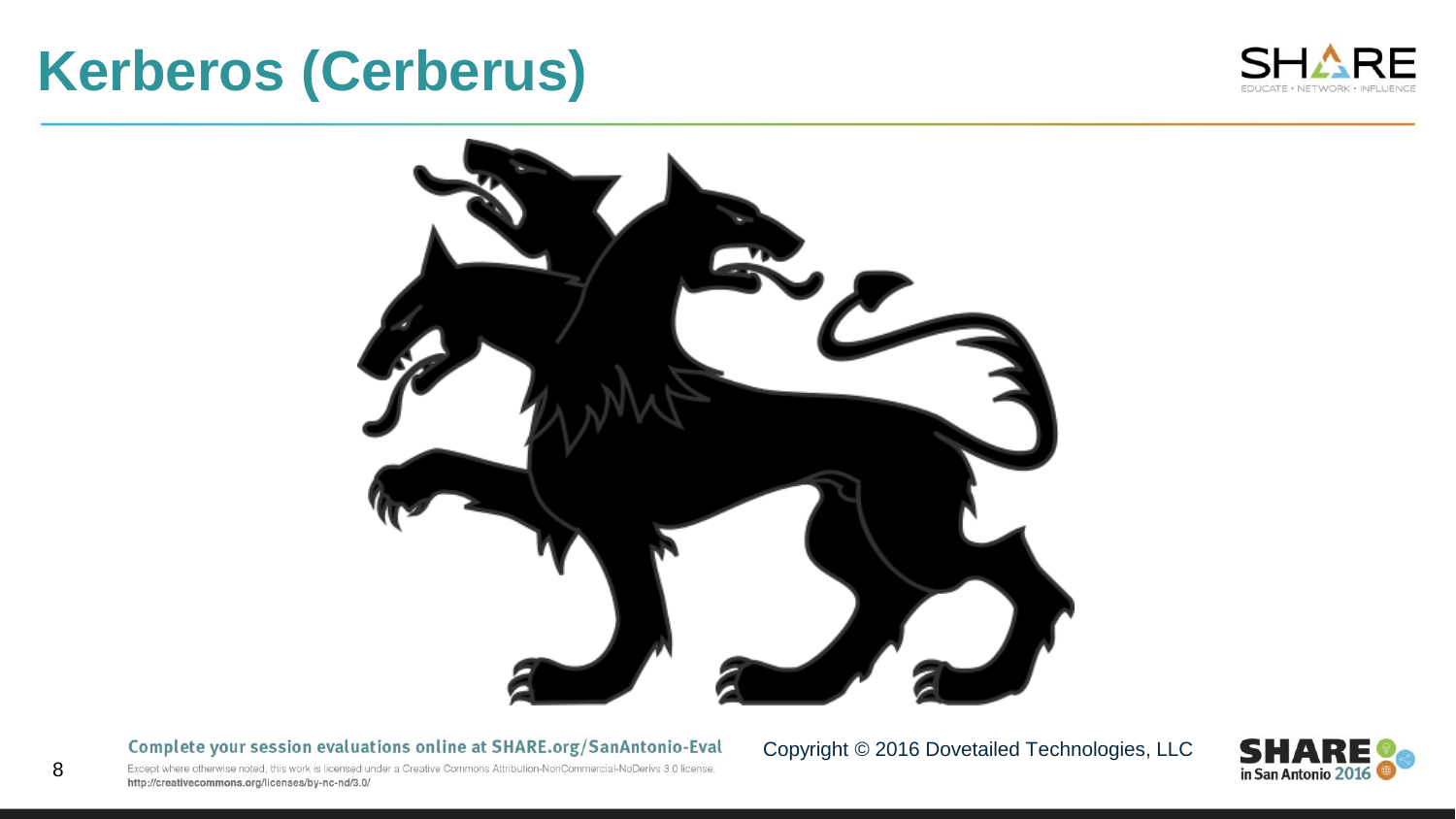# Kerberos (Cerberus)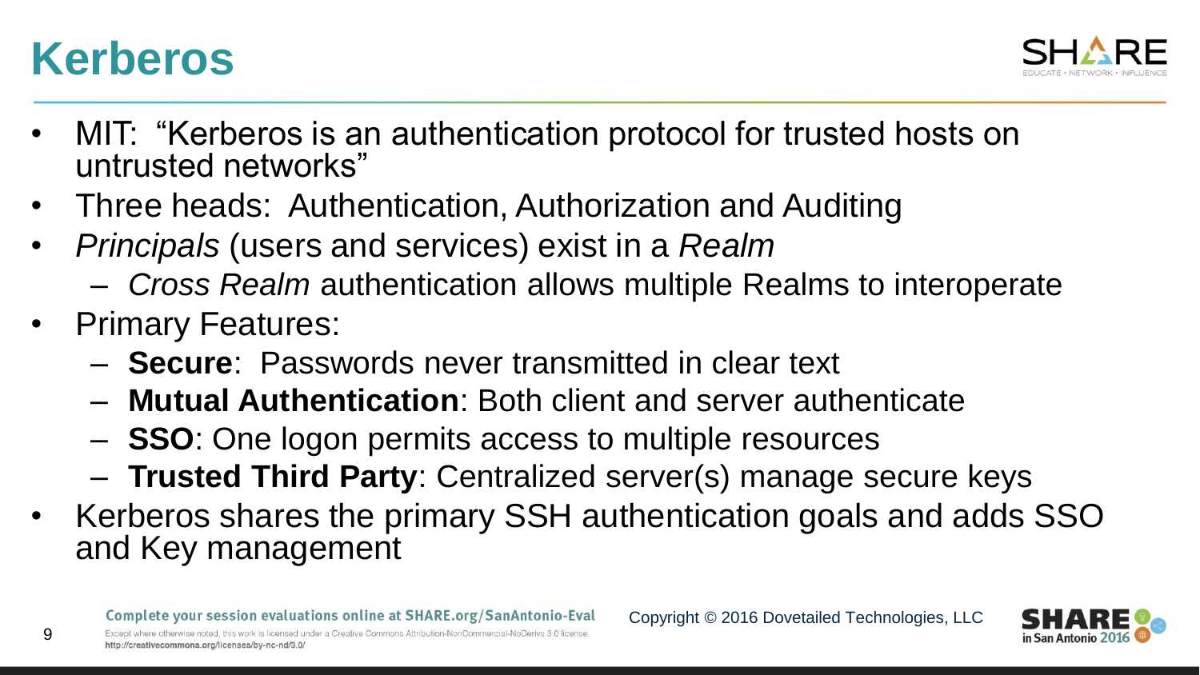# Kerberos

- MIT: "Kerberos is an authentication protocol for trusted hosts on untrusted networks"
- Three heads: Authentication, Authorization and Auditing
- *Principals* (users and services) exist in a *Realm*
  - *Cross Realm* authentication allows multiple Realms to interoperate
- Primary Features:
  - **Secure**: Passwords never transmitted in clear text
  - **Mutual Authentication**: Both client and server authenticate
  - **SSO**: One logon permits access to multiple resources
  - **Trusted Third Party**: Centralized server(s) manage secure keys
- Kerberos shares the primary SSH authentication goals and adds SSO and Key management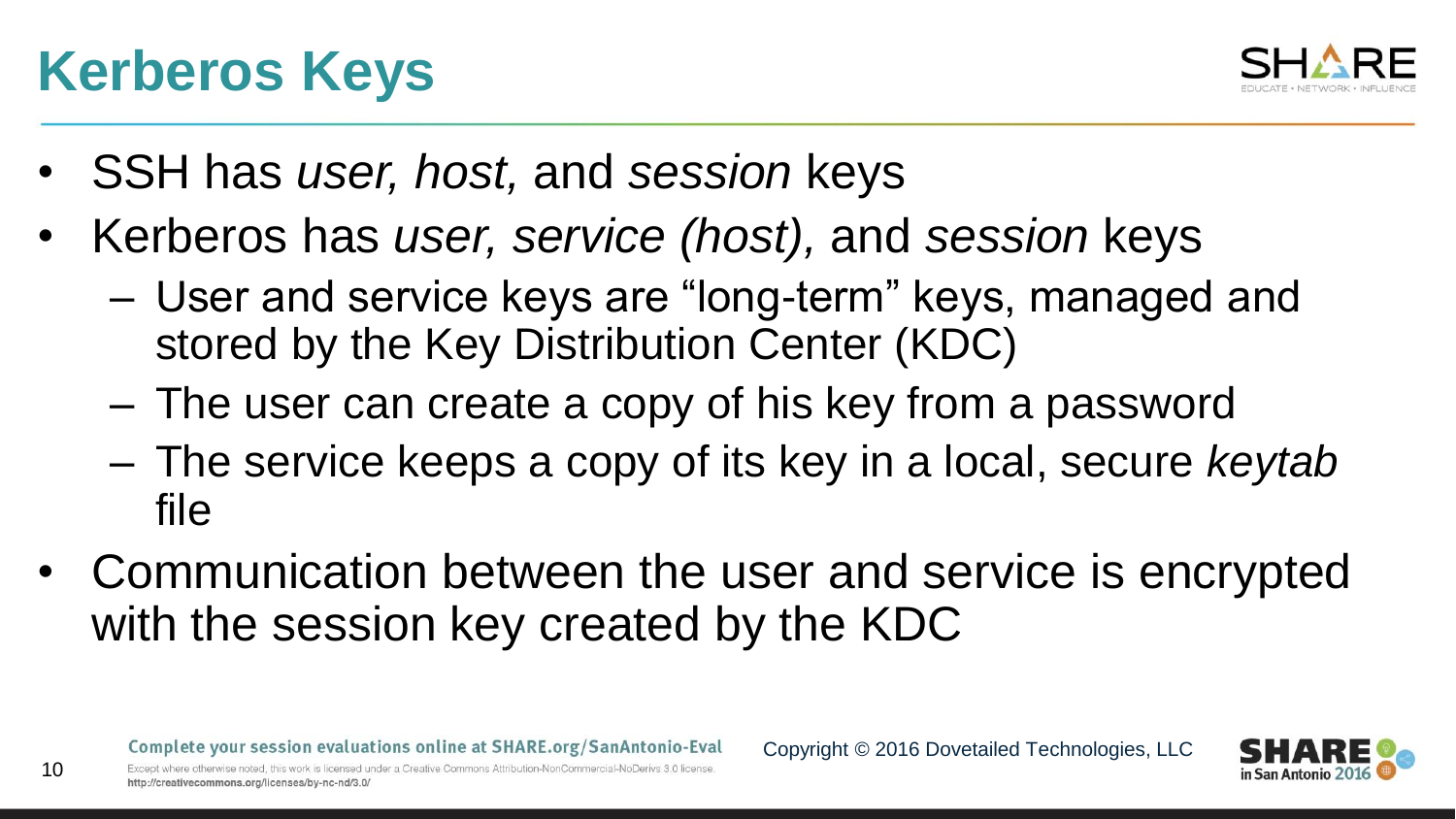# Kerberos Keys

- SSH has *user, host,* and *session* keys
- Kerberos has *user, service (host),* and *session* keys
  - User and service keys are “long-term” keys, managed and stored by the Key Distribution Center (KDC)
  - The user can create a copy of his key from a password
  - The service keeps a copy of its key in a local, secure *keytab* file
- Communication between the user and service is encrypted with the session key created by the KDC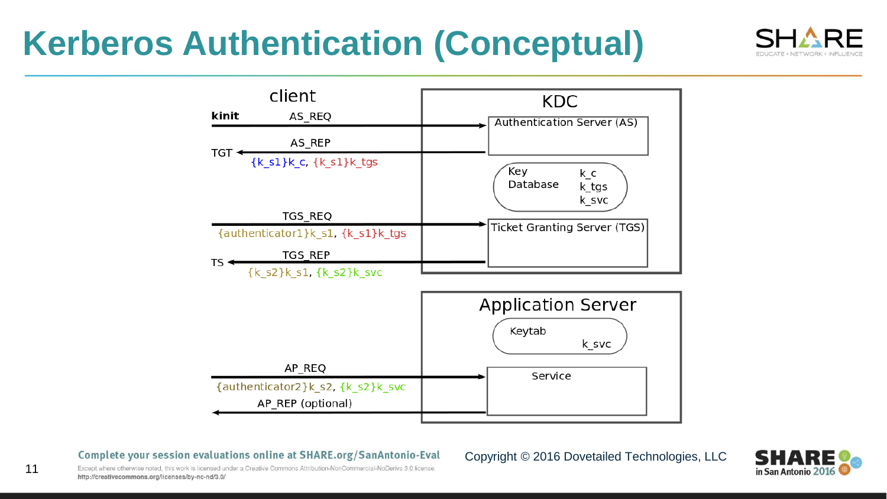# Kerberos Authentication (Conceptual)

client

**kinit** — AS_REQ → KDC: Authentication Server (AS)

TGT ← AS_REP: {k_s1}k_c, {k_s1}k_tgs

KDC Key Database: k_c, k_tgs, k_svc

TGS_REQ → Ticket Granting Server (TGS): {authenticator1}k_s1, {k_s1}k_tgs

TS ← TGS_REP: {k_s2}k_s1, {k_s2}k_svc

Application Server

Keytab: k_svc

AP_REQ → Service: {authenticator2}k_s2, {k_s2}k_svc

AP_REP (optional) ←

Complete your session evaluations online at SHARE.org/SanAntonio-Eval

Except where otherwise noted, this work is licensed under a Creative Commons Attribution-NonCommercial-NoDerivs 3.0 license. http://creativecommons.org/licenses/by-nc-nd/3.0/

Copyright © 2016 Dovetailed Technologies, LLC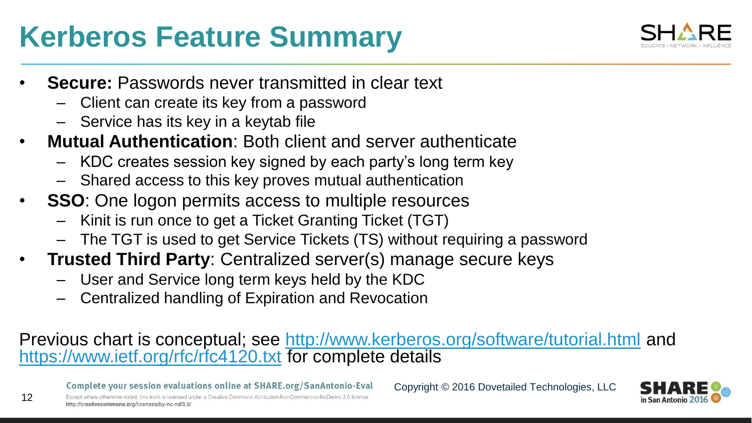# Kerberos Feature Summary

- **Secure:** Passwords never transmitted in clear text
  - Client can create its key from a password
  - Service has its key in a keytab file
- **Mutual Authentication**: Both client and server authenticate
  - KDC creates session key signed by each party's long term key
  - Shared access to this key proves mutual authentication
- **SSO**: One logon permits access to multiple resources
  - Kinit is run once to get a Ticket Granting Ticket (TGT)
  - The TGT is used to get Service Tickets (TS) without requiring a password
- **Trusted Third Party**: Centralized server(s) manage secure keys
  - User and Service long term keys held by the KDC
  - Centralized handling of Expiration and Revocation

Previous chart is conceptual; see http://www.kerberos.org/software/tutorial.html and https://www.ietf.org/rfc/rfc4120.txt for complete details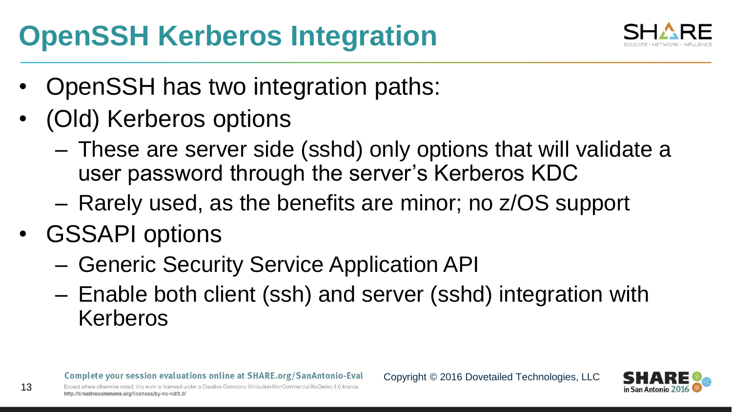# OpenSSH Kerberos Integration

- OpenSSH has two integration paths:
- (Old) Kerberos options
  - These are server side (sshd) only options that will validate a user password through the server's Kerberos KDC
  - Rarely used, as the benefits are minor; no z/OS support
- GSSAPI options
  - Generic Security Service Application API
  - Enable both client (ssh) and server (sshd) integration with Kerberos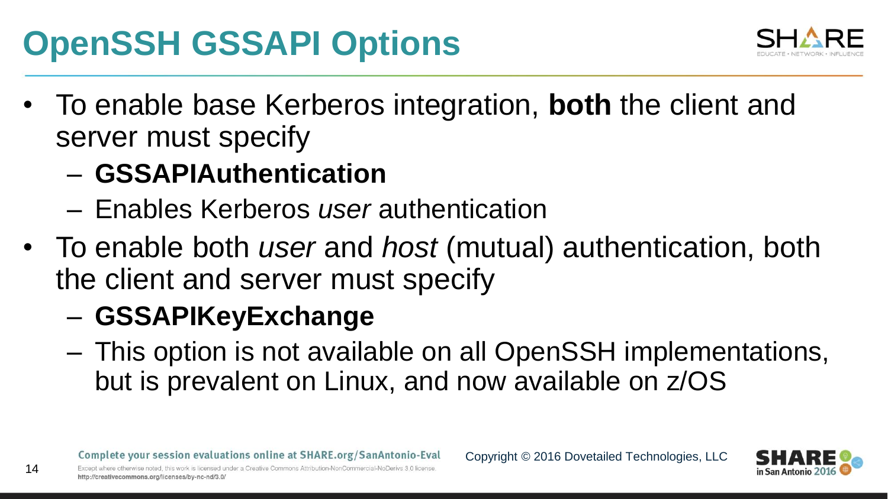# OpenSSH GSSAPI Options

- To enable base Kerberos integration, **both** the client and server must specify
  - **GSSAPIAuthentication**
  - Enables Kerberos *user* authentication
- To enable both *user* and *host* (mutual) authentication, both the client and server must specify
  - **GSSAPIKeyExchange**
  - This option is not available on all OpenSSH implementations, but is prevalent on Linux, and now available on z/OS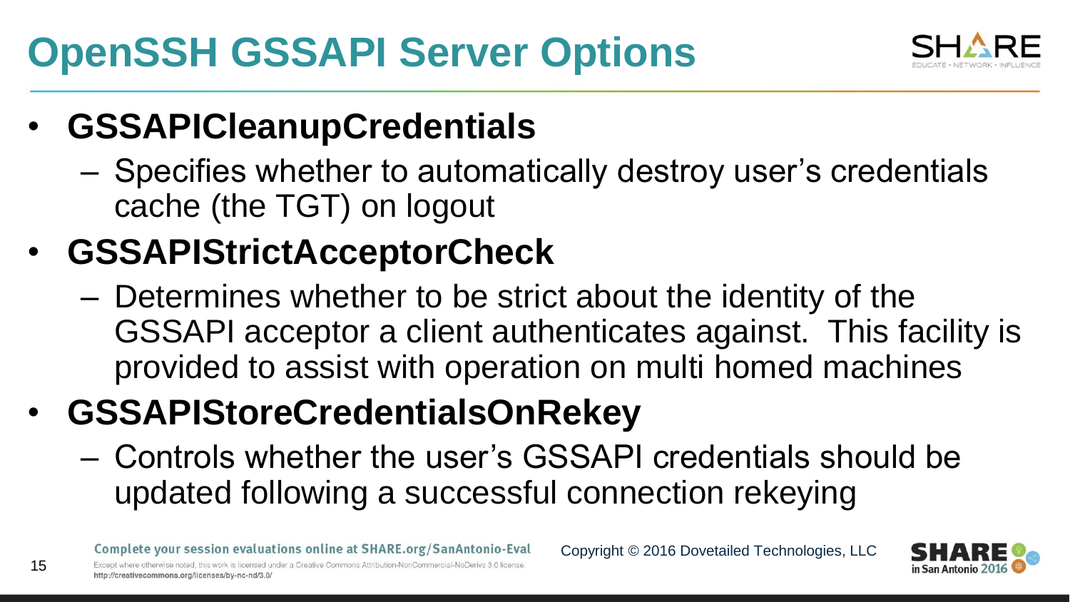# OpenSSH GSSAPI Server Options

- **GSSAPICleanupCredentials**
  - Specifies whether to automatically destroy user's credentials cache (the TGT) on logout
- **GSSAPIStrictAcceptorCheck**
  - Determines whether to be strict about the identity of the GSSAPI acceptor a client authenticates against. This facility is provided to assist with operation on multi homed machines
- **GSSAPIStoreCredentialsOnRekey**
  - Controls whether the user's GSSAPI credentials should be updated following a successful connection rekeying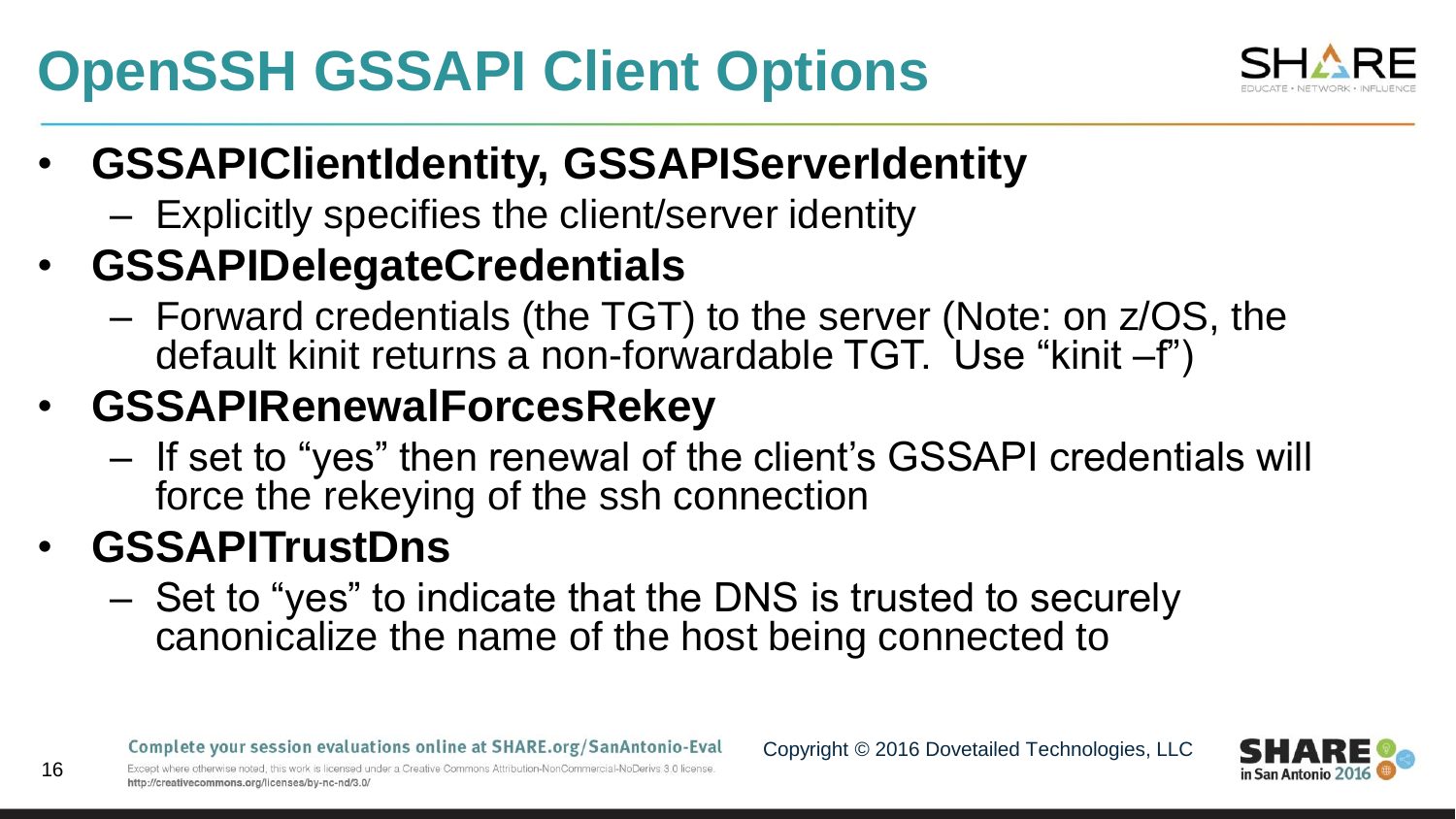# OpenSSH GSSAPI Client Options

- **GSSAPIClientIdentity, GSSAPIServerIdentity**
  - Explicitly specifies the client/server identity
- **GSSAPIDelegateCredentials**
  - Forward credentials (the TGT) to the server (Note: on z/OS, the default kinit returns a non-forwardable TGT. Use “kinit –f”)
- **GSSAPIRenewalForcesRekey**
  - If set to “yes” then renewal of the client’s GSSAPI credentials will force the rekeying of the ssh connection
- **GSSAPITrustDns**
  - Set to “yes” to indicate that the DNS is trusted to securely canonicalize the name of the host being connected to

Copyright © 2016 Dovetailed Technologies, LLC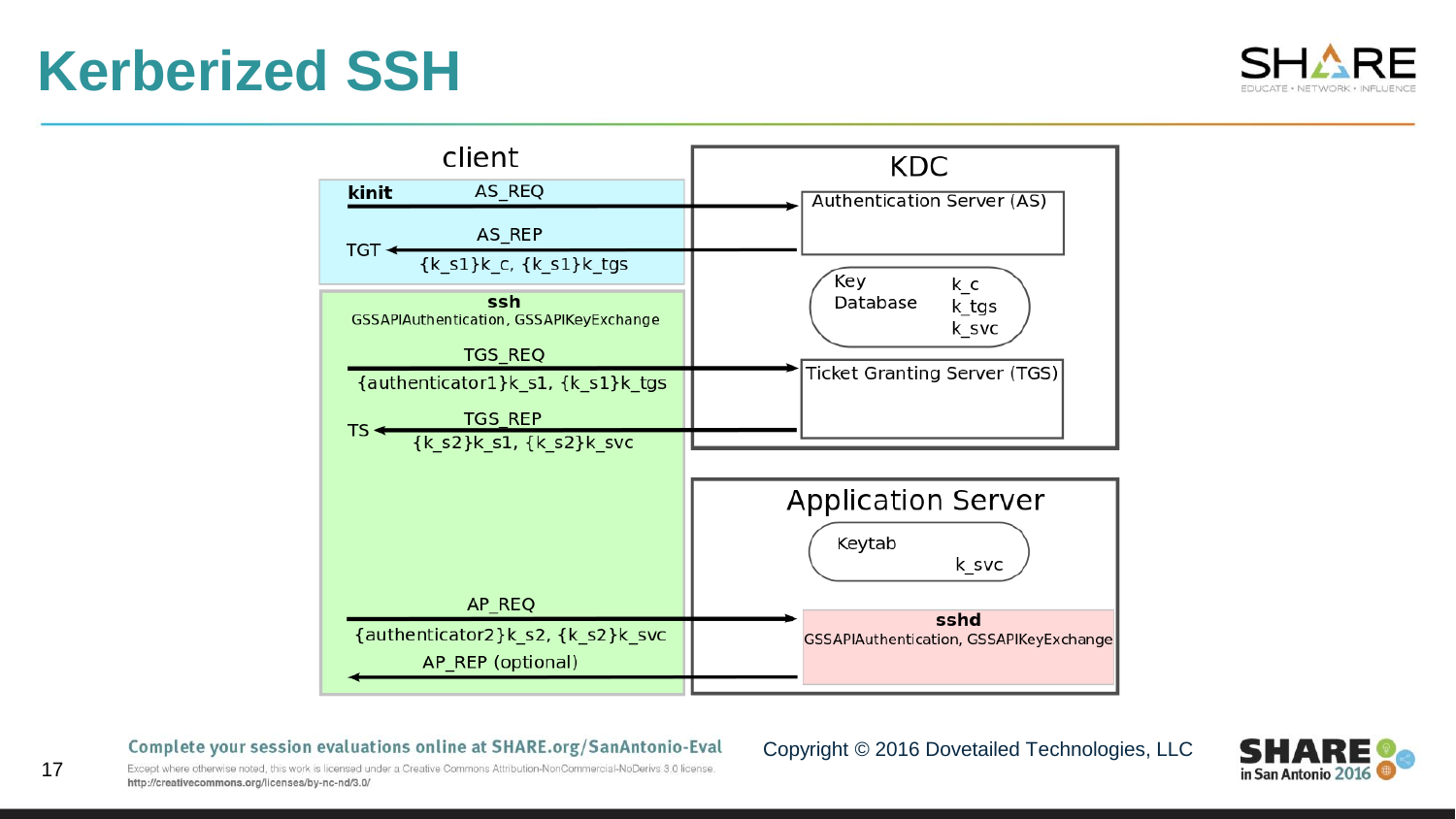# Kerberized SSH

client

**kinit** AS_REQ

AS_REP

TGT {k_s1}k_c, {k_s1}k_tgs

**ssh**
GSSAPIAuthentication, GSSAPIKeyExchange

TGS_REQ
{authenticator1}k_s1, {k_s1}k_tgs

TGS_REP
TS {k_s2}k_s1, {k_s2}k_svc

AP_REQ
{authenticator2}k_s2, {k_s2}k_svc

AP_REP (optional)

KDC

Authentication Server (AS)

Key Database: k_c, k_tgs, k_svc

Ticket Granting Server (TGS)

Application Server

Keytab: k_svc

**sshd**
GSSAPIAuthentication, GSSAPIKeyExchange

Complete your session evaluations online at SHARE.org/SanAntonio-Eval

Except where otherwise noted, this work is licensed under a Creative Commons Attribution-NonCommercial-NoDerivs 3.0 license. http://creativecommons.org/licenses/by-nc-nd/3.0/

Copyright © 2016 Dovetailed Technologies, LLC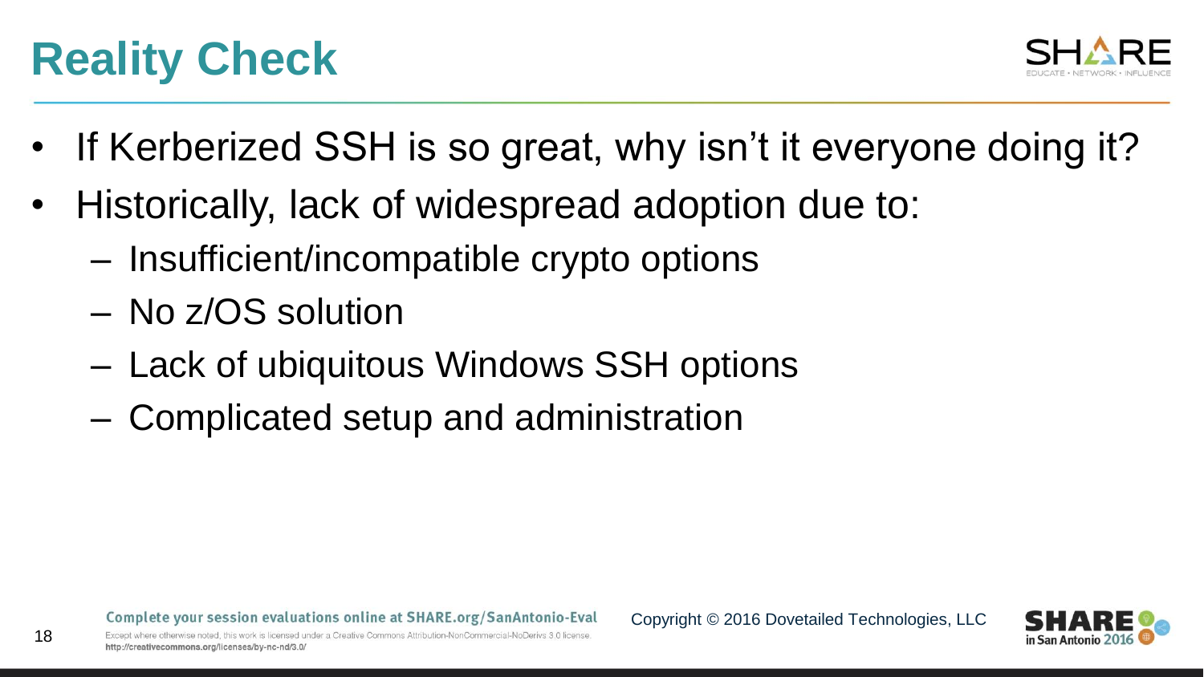# Reality Check

- If Kerberized SSH is so great, why isn't it everyone doing it?
- Historically, lack of widespread adoption due to:
  - Insufficient/incompatible crypto options
  - No z/OS solution
  - Lack of ubiquitous Windows SSH options
  - Complicated setup and administration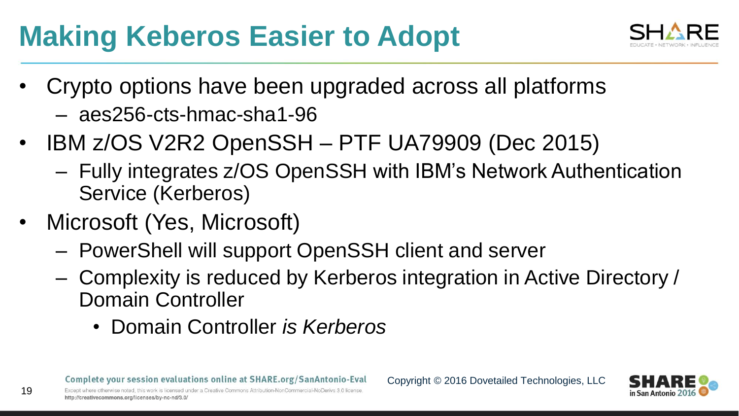# Making Keberos Easier to Adopt

- Crypto options have been upgraded across all platforms
  - aes256-cts-hmac-sha1-96
- IBM z/OS V2R2 OpenSSH – PTF UA79909 (Dec 2015)
  - Fully integrates z/OS OpenSSH with IBM's Network Authentication Service (Kerberos)
- Microsoft (Yes, Microsoft)
  - PowerShell will support OpenSSH client and server
  - Complexity is reduced by Kerberos integration in Active Directory / Domain Controller
    - Domain Controller *is Kerberos*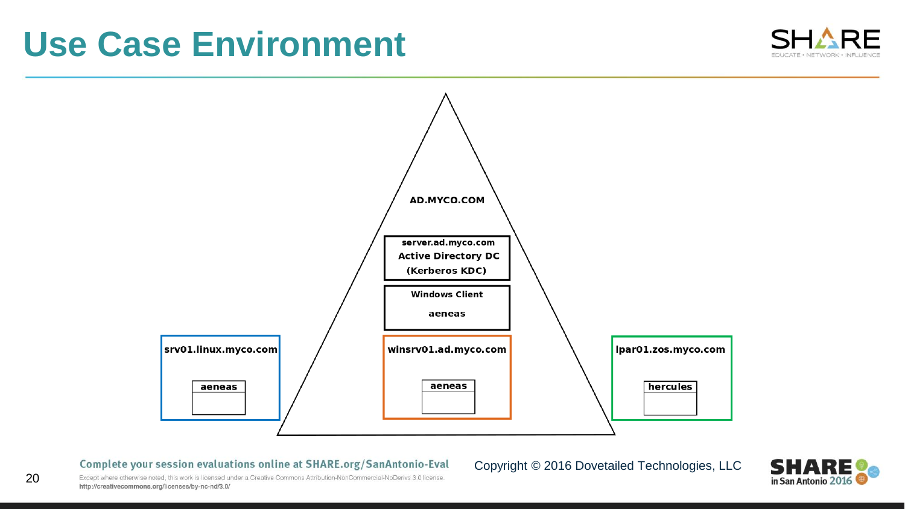# Use Case Environment

AD.MYCO.COM

server.ad.myco.com
Active Directory DC
(Kerberos KDC)

Windows Client

aeneas

srv01.linux.myco.com

aeneas

winsrv01.ad.myco.com

aeneas

lpar01.zos.myco.com

hercules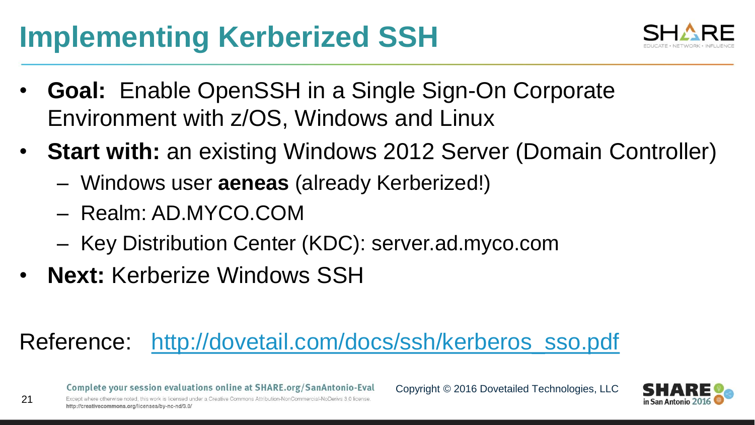# Implementing Kerberized SSH

- **Goal:** Enable OpenSSH in a Single Sign-On Corporate Environment with z/OS, Windows and Linux
- **Start with:** an existing Windows 2012 Server (Domain Controller)
  - Windows user **aeneas** (already Kerberized!)
  - Realm: AD.MYCO.COM
  - Key Distribution Center (KDC): server.ad.myco.com
- **Next:** Kerberize Windows SSH

Reference: [http://dovetail.com/docs/ssh/kerberos_sso.pdf](http://dovetail.com/docs/ssh/kerberos_sso.pdf)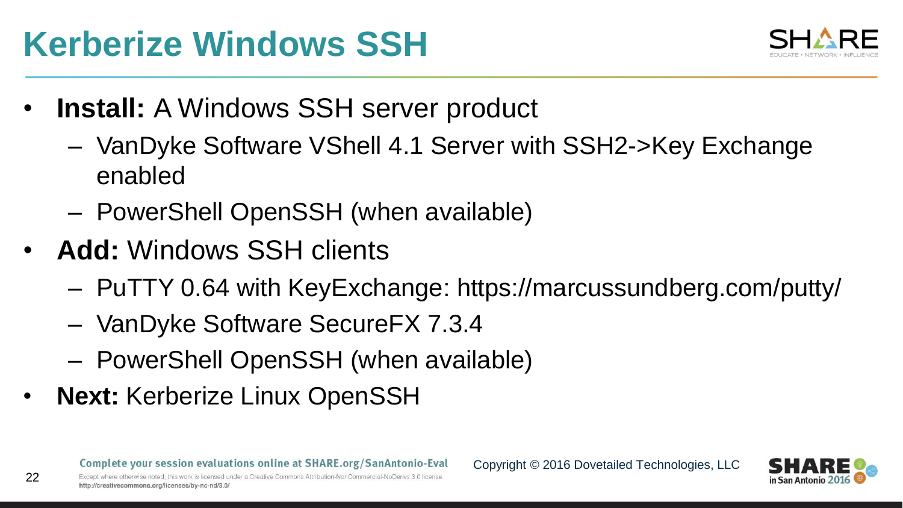# Kerberize Windows SSH

- **Install:** A Windows SSH server product
  - VanDyke Software VShell 4.1 Server with SSH2->Key Exchange enabled
  - PowerShell OpenSSH (when available)
- **Add:** Windows SSH clients
  - PuTTY 0.64 with KeyExchange: https://marcussundberg.com/putty/
  - VanDyke Software SecureFX 7.3.4
  - PowerShell OpenSSH (when available)
- **Next:** Kerberize Linux OpenSSH

Complete your session evaluations online at SHARE.org/SanAntonio-Eval

Except where otherwise noted, this work is licensed under a Creative Commons Attribution-NonCommercial-NoDerivs 3.0 license. http://creativecommons.org/licenses/by-nc-nd/3.0/

Copyright © 2016 Dovetailed Technologies, LLC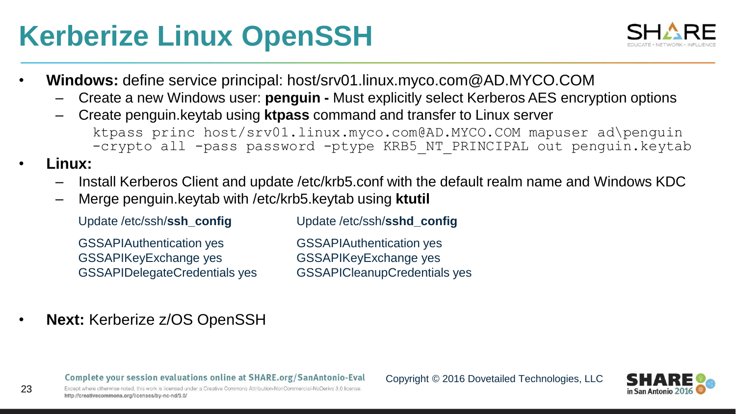# Kerberize Linux OpenSSH

- **Windows:** define service principal: host/srv01.linux.myco.com@AD.MYCO.COM
  - Create a new Windows user: **penguin -** Must explicitly select Kerberos AES encryption options
  - Create penguin.keytab using **ktpass** command and transfer to Linux server

```
ktpass princ host/srv01.linux.myco.com@AD.MYCO.COM mapuser ad\penguin
-crypto all -pass password -ptype KRB5_NT_PRINCIPAL out penguin.keytab
```

- **Linux:**
  - Install Kerberos Client and update /etc/krb5.conf with the default realm name and Windows KDC
  - Merge penguin.keytab with /etc/krb5.keytab using **ktutil**

Update /etc/ssh/**ssh_config**

```
GSSAPIAuthentication yes
GSSAPIKeyExchange yes
GSSAPIDelegateCredentials yes
```

Update /etc/ssh/**sshd_config**

```
GSSAPIAuthentication yes
GSSAPIKeyExchange yes
GSSAPICleanupCredentials yes
```

- **Next:** Kerberize z/OS OpenSSH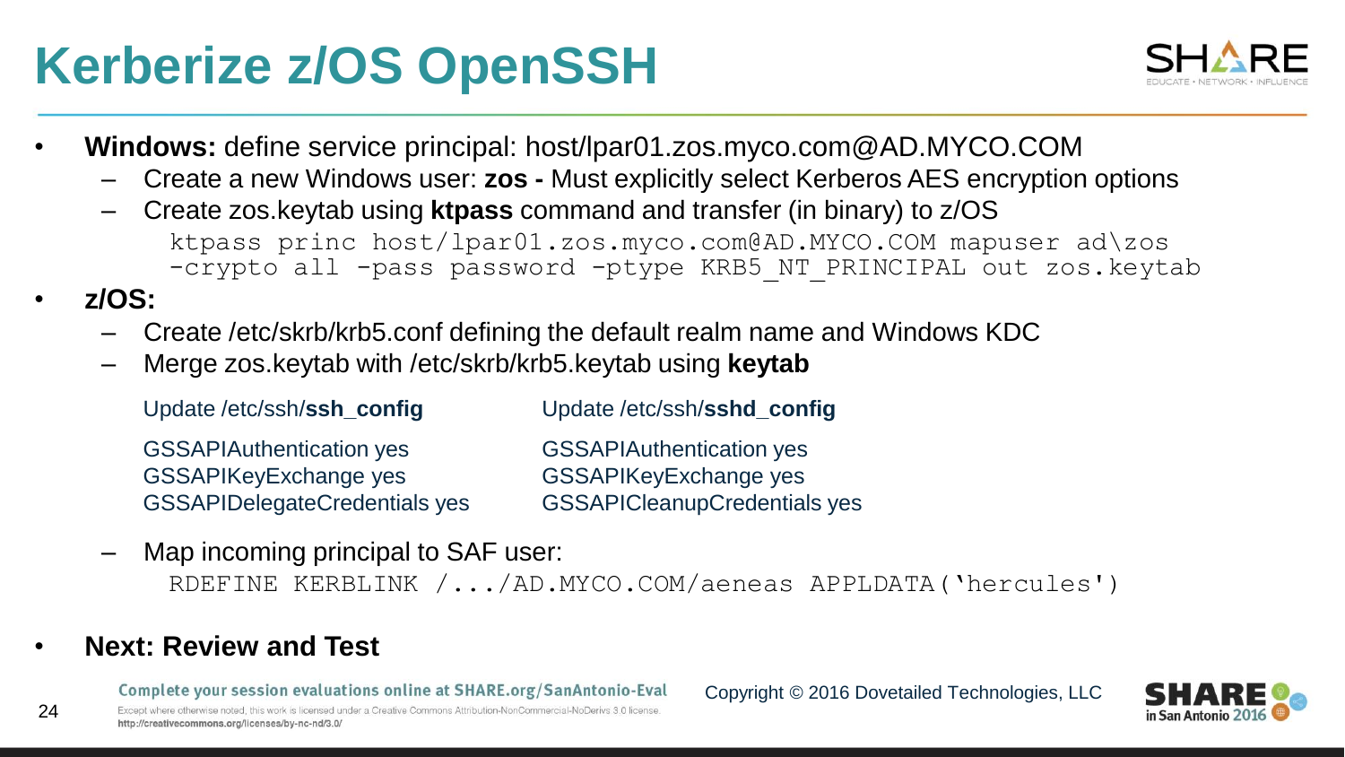# Kerberize z/OS OpenSSH

- **Windows:** define service principal: host/lpar01.zos.myco.com@AD.MYCO.COM
  - Create a new Windows user: **zos -** Must explicitly select Kerberos AES encryption options
  - Create zos.keytab using **ktpass** command and transfer (in binary) to z/OS

    ```
    ktpass princ host/lpar01.zos.myco.com@AD.MYCO.COM mapuser ad\zos
    -crypto all -pass password -ptype KRB5_NT_PRINCIPAL out zos.keytab
    ```

- **z/OS:**
  - Create /etc/skrb/krb5.conf defining the default realm name and Windows KDC
  - Merge zos.keytab with /etc/skrb/krb5.keytab using **keytab**

    Update /etc/ssh/**ssh_config**

    GSSAPIAuthentication yes
    GSSAPIKeyExchange yes
    GSSAPIDelegateCredentials yes

    Update /etc/ssh/**sshd_config**

    GSSAPIAuthentication yes
    GSSAPIKeyExchange yes
    GSSAPICleanupCredentials yes

  - Map incoming principal to SAF user:

    ```
    RDEFINE KERBLINK /.../AD.MYCO.COM/aeneas APPLDATA('hercules')
    ```

- **Next: Review and Test**

Complete your session evaluations online at SHARE.org/SanAntonio-Eval

Copyright © 2016 Dovetailed Technologies, LLC

Except where otherwise noted, this work is licensed under a Creative Commons Attribution-NonCommercial-NoDerivs 3.0 license. http://creativecommons.org/licenses/by-nc-nd/3.0/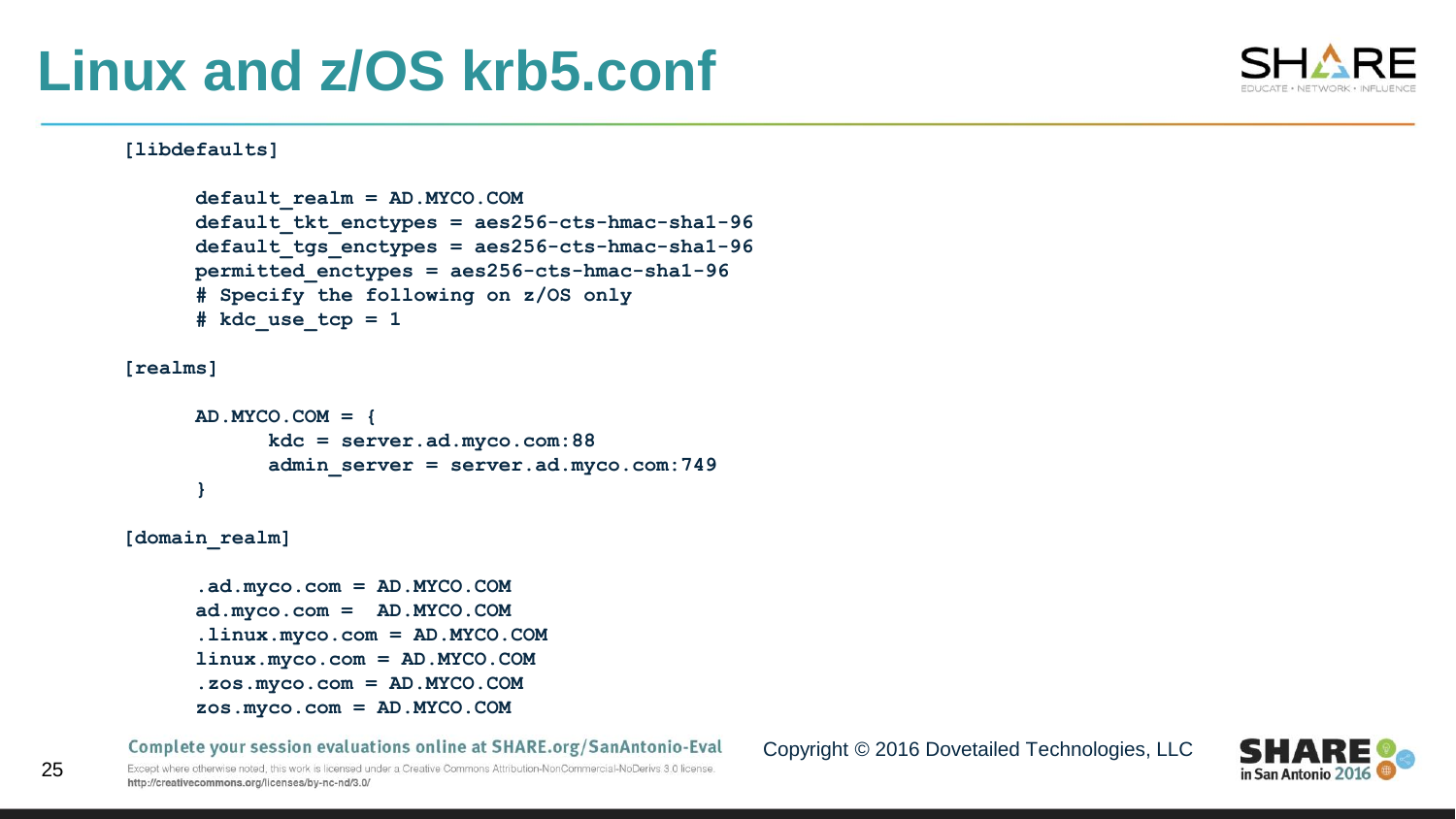# Linux and z/OS krb5.conf

```
[libdefaults]

      default_realm = AD.MYCO.COM
      default_tkt_enctypes = aes256-cts-hmac-sha1-96
      default_tgs_enctypes = aes256-cts-hmac-sha1-96
      permitted_enctypes = aes256-cts-hmac-sha1-96
      # Specify the following on z/OS only
      # kdc_use_tcp = 1

[realms]

      AD.MYCO.COM = {
            kdc = server.ad.myco.com:88
            admin_server = server.ad.myco.com:749
      }

[domain_realm]

      .ad.myco.com = AD.MYCO.COM
      ad.myco.com =  AD.MYCO.COM
      .linux.myco.com = AD.MYCO.COM
      linux.myco.com = AD.MYCO.COM
      .zos.myco.com = AD.MYCO.COM
      zos.myco.com = AD.MYCO.COM
```

Complete your session evaluations online at SHARE.org/SanAntonio-Eval

Copyright © 2016 Dovetailed Technologies, LLC

Except where otherwise noted, this work is licensed under a Creative Commons Attribution-NonCommercial-NoDerivs 3.0 license. http://creativecommons.org/licenses/by-nc-nd/3.0/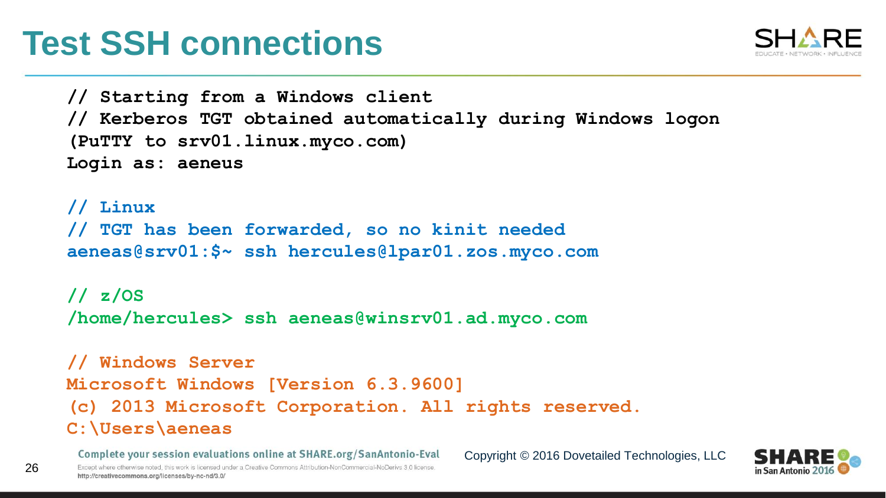# Test SSH connections

```
// Starting from a Windows client
// Kerberos TGT obtained automatically during Windows logon
(PuTTY to srv01.linux.myco.com)
Login as: aeneus

// Linux
// TGT has been forwarded, so no kinit needed
aeneas@srv01:$~ ssh hercules@lpar01.zos.myco.com

// z/OS
/home/hercules> ssh aeneas@winsrv01.ad.myco.com

// Windows Server
Microsoft Windows [Version 6.3.9600]
(c) 2013 Microsoft Corporation. All rights reserved.
C:\Users\aeneas
```

Complete your session evaluations online at SHARE.org/SanAntonio-Eval

Except where otherwise noted, this work is licensed under a Creative Commons Attribution-NonCommercial-NoDerivs 3.0 license. http://creativecommons.org/licenses/by-nc-nd/3.0/

Copyright © 2016 Dovetailed Technologies, LLC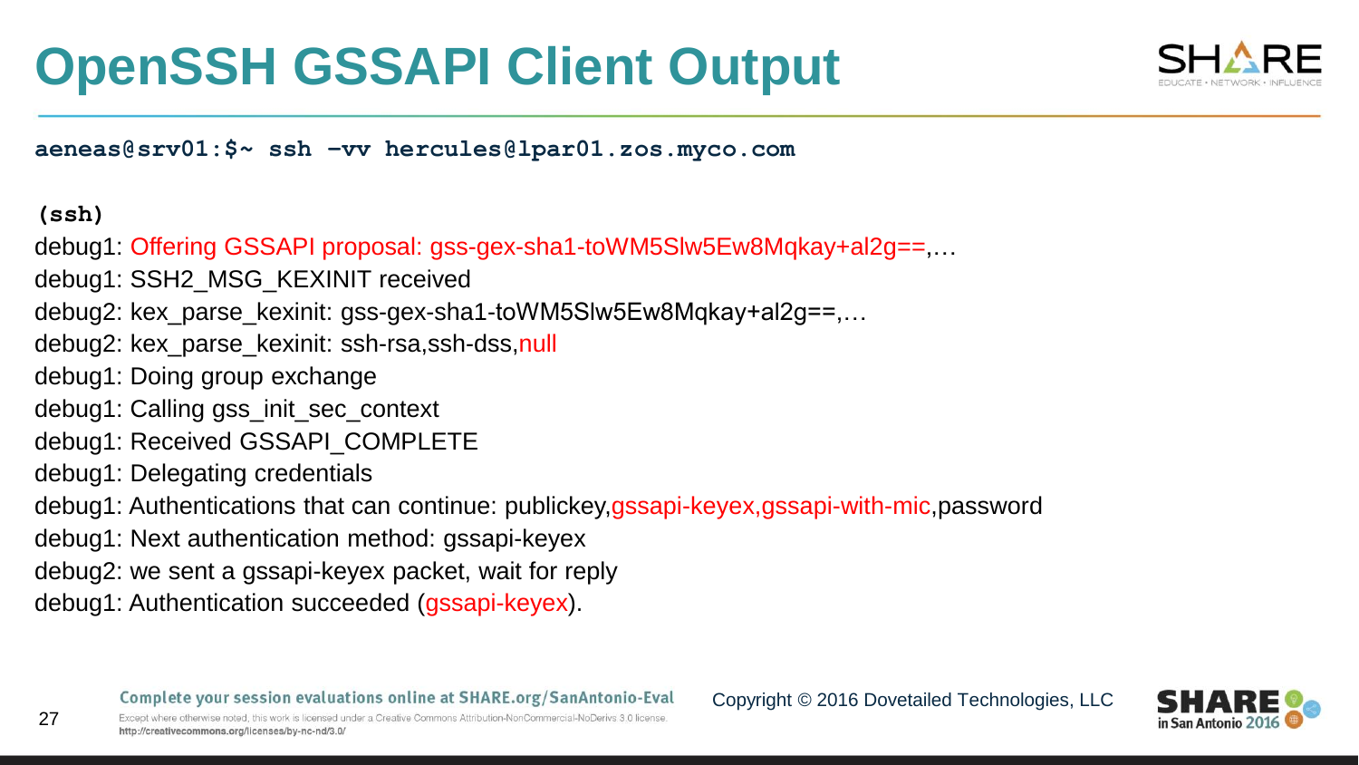# OpenSSH GSSAPI Client Output

```
aeneas@srv01:$~ ssh -vv hercules@lpar01.zos.myco.com
```

```
(ssh)
debug1: Offering GSSAPI proposal: gss-gex-sha1-toWM5Slw5Ew8Mqkay+al2g==,…
debug1: SSH2_MSG_KEXINIT received
debug2: kex_parse_kexinit: gss-gex-sha1-toWM5Slw5Ew8Mqkay+al2g==,…
debug2: kex_parse_kexinit: ssh-rsa,ssh-dss,null
debug1: Doing group exchange
debug1: Calling gss_init_sec_context
debug1: Received GSSAPI_COMPLETE
debug1: Delegating credentials
debug1: Authentications that can continue: publickey,gssapi-keyex,gssapi-with-mic,password
debug1: Next authentication method: gssapi-keyex
debug2: we sent a gssapi-keyex packet, wait for reply
debug1: Authentication succeeded (gssapi-keyex).
```

Complete your session evaluations online at SHARE.org/SanAntonio-Eval

Except where otherwise noted, this work is licensed under a Creative Commons Attribution-NonCommercial-NoDerivs 3.0 license. http://creativecommons.org/licenses/by-nc-nd/3.0/

Copyright © 2016 Dovetailed Technologies, LLC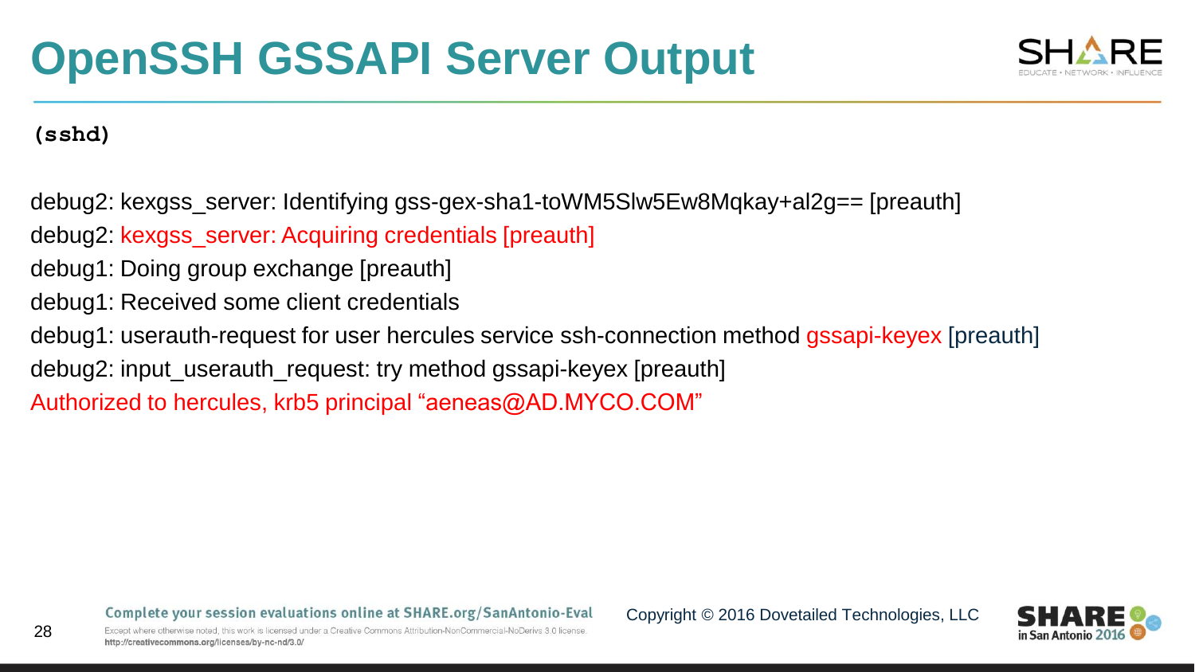# OpenSSH GSSAPI Server Output

**(sshd)**

```
debug2: kexgss_server: Identifying gss-gex-sha1-toWM5Slw5Ew8Mqkay+al2g== [preauth]
debug2: kexgss_server: Acquiring credentials [preauth]
debug1: Doing group exchange [preauth]
debug1: Received some client credentials
debug1: userauth-request for user hercules service ssh-connection method gssapi-keyex [preauth]
debug2: input_userauth_request: try method gssapi-keyex [preauth]
Authorized to hercules, krb5 principal "aeneas@AD.MYCO.COM"
```

Complete your session evaluations online at SHARE.org/SanAntonio-Eval

Except where otherwise noted, this work is licensed under a Creative Commons Attribution-NonCommercial-NoDerivs 3.0 license. http://creativecommons.org/licenses/by-nc-nd/3.0/

Copyright © 2016 Dovetailed Technologies, LLC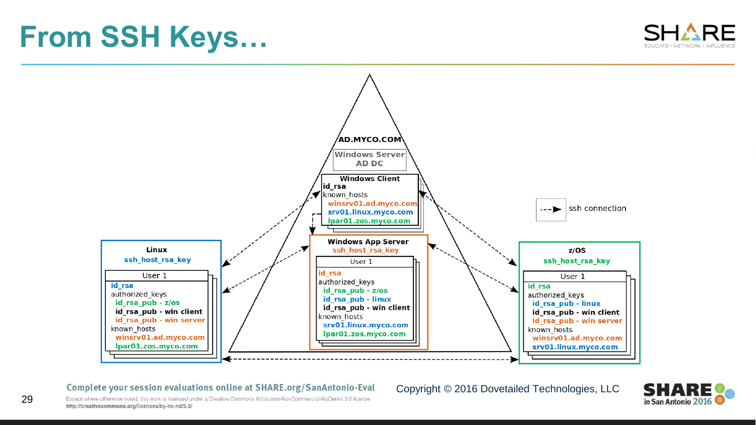# From SSH Keys…

**AD.MYCO.COM**

Windows Server
AD DC

**Windows Client**
- id_rsa
- known_hosts
  - winsrv01.ad.myco.com
  - srv01.linux.myco.com
  - lpar01.zos.myco.com

**Windows App Server**
ssh_host_rsa_key

User 1
- id_rsa
- authorized_keys
  - id_rsa_pub - z/os
  - id_rsa_pub - linux
  - id_rsa_pub - win client
- known_hosts
  - srv01.linux.myco.com
  - lpar01.zos.myco.com

**Linux**
ssh_host_rsa_key

User 1
- id_rsa
- authorized_keys
  - id_rsa_pub - z/os
  - id_rsa_pub - win client
  - id_rsa_pub - win server
- known_hosts
  - winsrv01.ad.myco.com
  - lpar01.zos.myco.com

**z/OS**
ssh_host_rsa_key

User 1
- id_rsa
- authorized_keys
  - id_rsa_pub - linux
  - id_rsa_pub - win client
  - id_rsa_pub - win server
- known_hosts
  - winsrv01.ad.myco.com
  - srv01.linux.myco.com

- - -► ssh connection

Complete your session evaluations online at SHARE.org/SanAntonio-Eval

Except where otherwise noted, this work is licensed under a Creative Commons Attribution-NonCommercial-NoDerivs 3.0 license. http://creativecommons.org/licenses/by-nc-nd/3.0/

Copyright © 2016 Dovetailed Technologies, LLC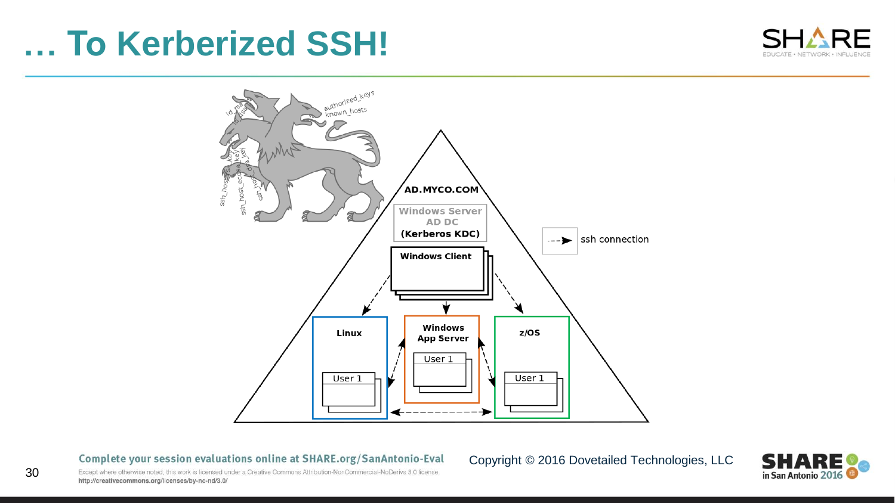# … To Kerberized SSH!

authorized_keys
known_hosts
id_rsa
id_dsa
ssh_host_rsa_key
ssh_host_ecdsa_key
ssh_host_dsa_key

AD.MYCO.COM

Windows Server
AD DC
**(Kerberos KDC)**

**Windows Client**

ssh connection

**Linux**

User 1

**Windows App Server**

User 1

**z/OS**

User 1

Complete your session evaluations online at SHARE.org/SanAntonio-Eval

Except where otherwise noted, this work is licensed under a Creative Commons Attribution-NonCommercial-NoDerivs 3.0 license. http://creativecommons.org/licenses/by-nc-nd/3.0/

Copyright © 2016 Dovetailed Technologies, LLC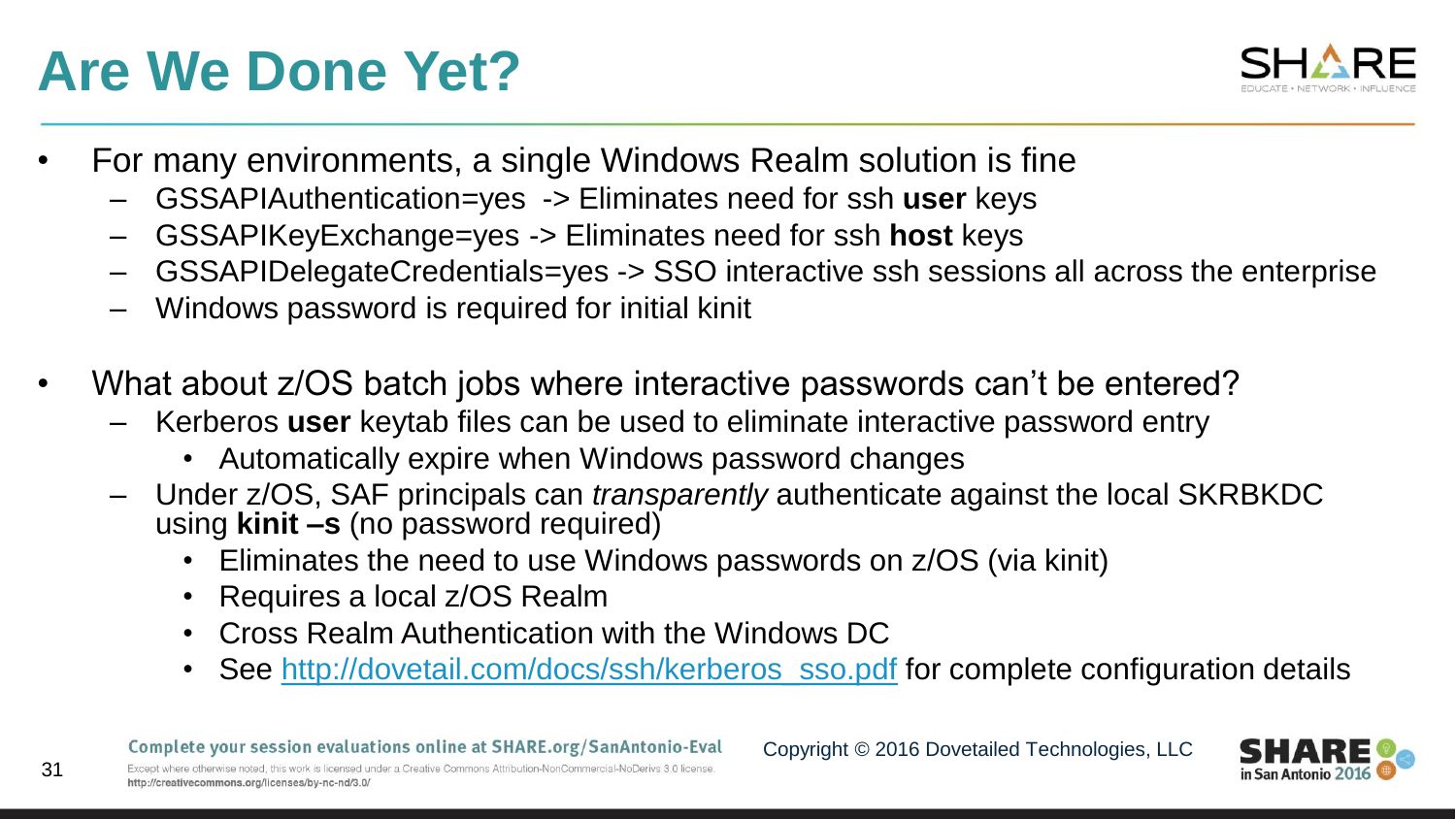# Are We Done Yet?

- For many environments, a single Windows Realm solution is fine
  - GSSAPIAuthentication=yes -> Eliminates need for ssh **user** keys
  - GSSAPIKeyExchange=yes -> Eliminates need for ssh **host** keys
  - GSSAPIDelegateCredentials=yes -> SSO interactive ssh sessions all across the enterprise
  - Windows password is required for initial kinit
- What about z/OS batch jobs where interactive passwords can't be entered?
  - Kerberos **user** keytab files can be used to eliminate interactive password entry
    - Automatically expire when Windows password changes
  - Under z/OS, SAF principals can *transparently* authenticate against the local SKRBKDC using **kinit –s** (no password required)
    - Eliminates the need to use Windows passwords on z/OS (via kinit)
    - Requires a local z/OS Realm
    - Cross Realm Authentication with the Windows DC
    - See [http://dovetail.com/docs/ssh/kerberos_sso.pdf](http://dovetail.com/docs/ssh/kerberos_sso.pdf) for complete configuration details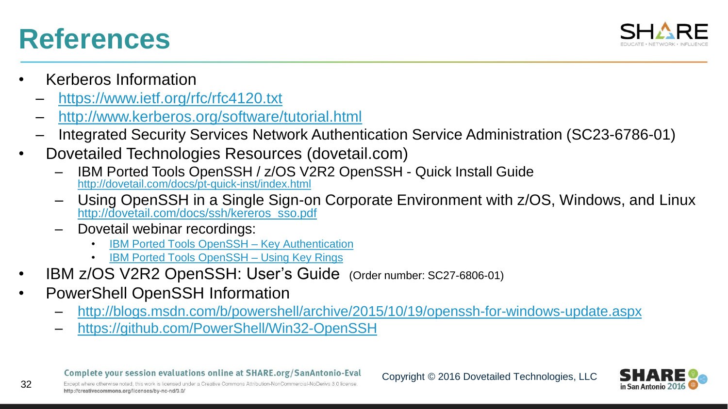# References

- Kerberos Information
  - https://www.ietf.org/rfc/rfc4120.txt
  - http://www.kerberos.org/software/tutorial.html
  - Integrated Security Services Network Authentication Service Administration (SC23-6786-01)
- Dovetailed Technologies Resources (dovetail.com)
  - IBM Ported Tools OpenSSH / z/OS V2R2 OpenSSH - Quick Install Guide
    http://dovetail.com/docs/pt-quick-inst/index.html
  - Using OpenSSH in a Single Sign-on Corporate Environment with z/OS, Windows, and Linux
    http://dovetail.com/docs/ssh/kereros_sso.pdf
  - Dovetail webinar recordings:
    - IBM Ported Tools OpenSSH – Key Authentication
    - IBM Ported Tools OpenSSH – Using Key Rings
- IBM z/OS V2R2 OpenSSH: User's Guide (Order number: SC27-6806-01)
- PowerShell OpenSSH Information
  - http://blogs.msdn.com/b/powershell/archive/2015/10/19/openssh-for-windows-update.aspx
  - https://github.com/PowerShell/Win32-OpenSSH

Complete your session evaluations online at SHARE.org/SanAntonio-Eval

Except where otherwise noted, this work is licensed under a Creative Commons Attribution-NonCommercial-NoDerivs 3.0 license. http://creativecommons.org/licenses/by-nc-nd/3.0/

Copyright © 2016 Dovetailed Technologies, LLC